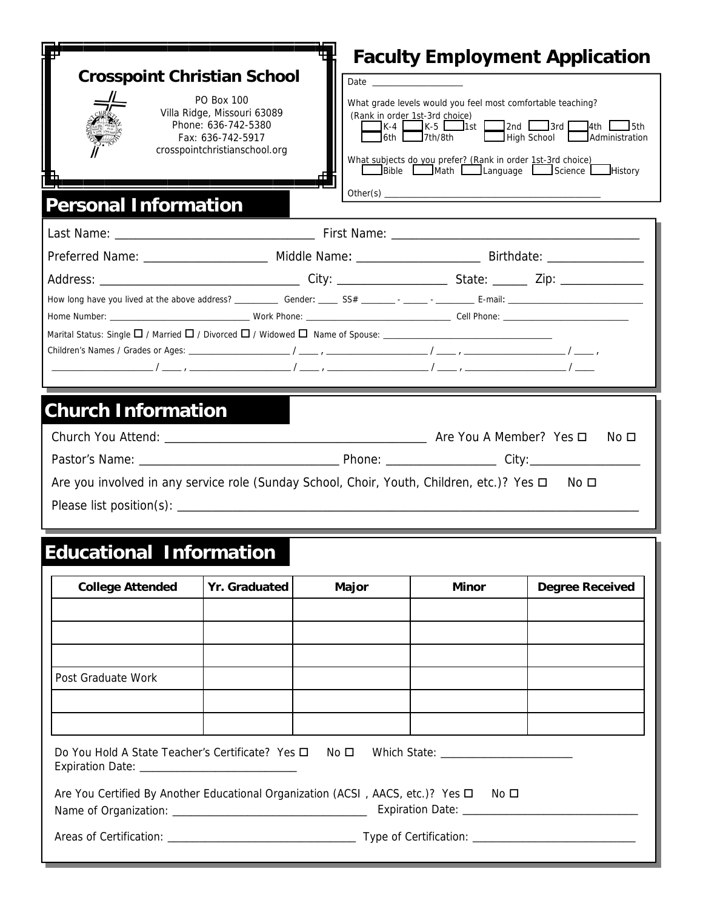**Crosspoint Christian School**

PO Box 100
Villa Ridge, Missouri 63089
Phone: 636-742-5380
Fax: 636-742-5917
crosspointchristianschool.org

# Faculty Employment Application

Date ____________________

What grade levels would you feel most comfortable teaching?
(Rank in order 1st-3rd choice)
___ K-4 ___ K-5 ___ 1st ___ 2nd ___ 3rd ___ 4th ___ 5th
___ 6th ___ 7th/8th ___ High School ___ Administration

What subjects do you prefer? (Rank in order 1st-3rd choice)
___ Bible ___ Math ___ Language ___ Science ___ History

Other(s) ________________________________________________

## Personal Information

Last Name: ________________________________ First Name: ________________________________________

Preferred Name: ___________________ Middle Name: ___________________ Birthdate: _______________

Address: ________________________________ City: _________________ State: ______ Zip: _____________

How long have you lived at the above address? __________ Gender: _____ SS# ________ - ______ - _________ E-mail: ______________________________

Home Number: _______________________________ Work Phone: ________________________________ Cell Phone: ____________________________

Marital Status: Single ☐ / Married ☐ / Divorced ☐ / Widowed ☐ Name of Spouse: ______________________________________

Children's Names / Grades or Ages: ______________________ / ____ , _____________________ / ____ , _____________________ / ____ ,

_____________________ / ____ , _____________________ / ____ , _____________________ / ____ , _____________________ / ____

## Church Information

Church You Attend: __________________________________________ Are You A Member? Yes ☐ No ☐

Pastor's Name: _________________________________ Phone: _________________ City:_________________

Are you involved in any service role (Sunday School, Choir, Youth, Children, etc.)? Yes ☐ No ☐

Please list position(s): ___________________________________________________________________________

## Educational Information

| College Attended | Yr. Graduated | Major | Minor | Degree Received |
|---|---|---|---|---|
| | | | | |
| | | | | |
| | | | | |
| Post Graduate Work | | | | |
| | | | | |
| | | | | |

Do You Hold A State Teacher's Certificate? Yes ☐ No ☐ Which State: ________________________
Expiration Date: ____________________________

Are You Certified By Another Educational Organization (ACSI , AACS, etc.)? Yes ☐ No ☐
Name of Organization: _________________________________ Expiration Date: ______________________________

Areas of Certification: _________________________________ Type of Certification: _____________________________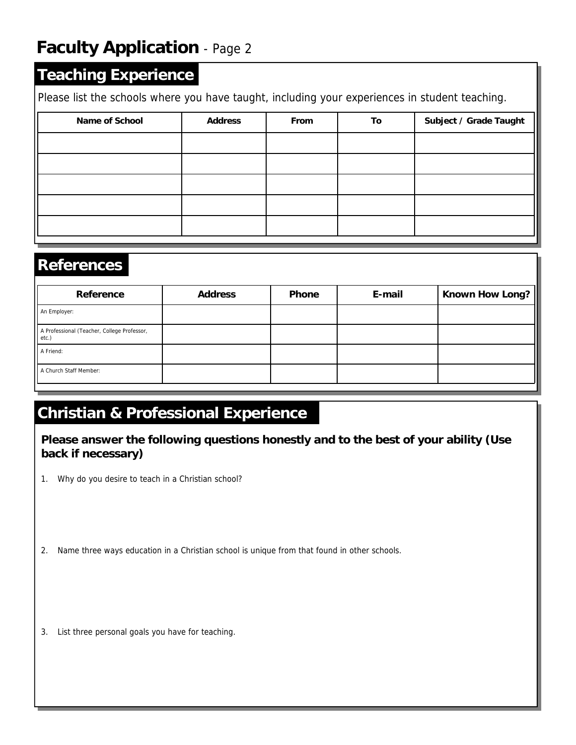# Faculty Application - Page 2

## Teaching Experience

Please list the schools where you have taught, including your experiences in student teaching.

| Name of School | Address | From | To | Subject / Grade Taught |
|---|---|---|---|---|
| | | | | |
| | | | | |
| | | | | |
| | | | | |
| | | | | |

## References

| Reference | Address | Phone | E-mail | Known How Long? |
|---|---|---|---|---|
| An Employer: | | | | |
| A Professional (Teacher, College Professor, etc.) | | | | |
| A Friend: | | | | |
| A Church Staff Member: | | | | |

## Christian & Professional Experience

**Please answer the following questions honestly and to the best of your ability (Use back if necessary)**

1. Why do you desire to teach in a Christian school?

2. Name three ways education in a Christian school is unique from that found in other schools.

3. List three personal goals you have for teaching.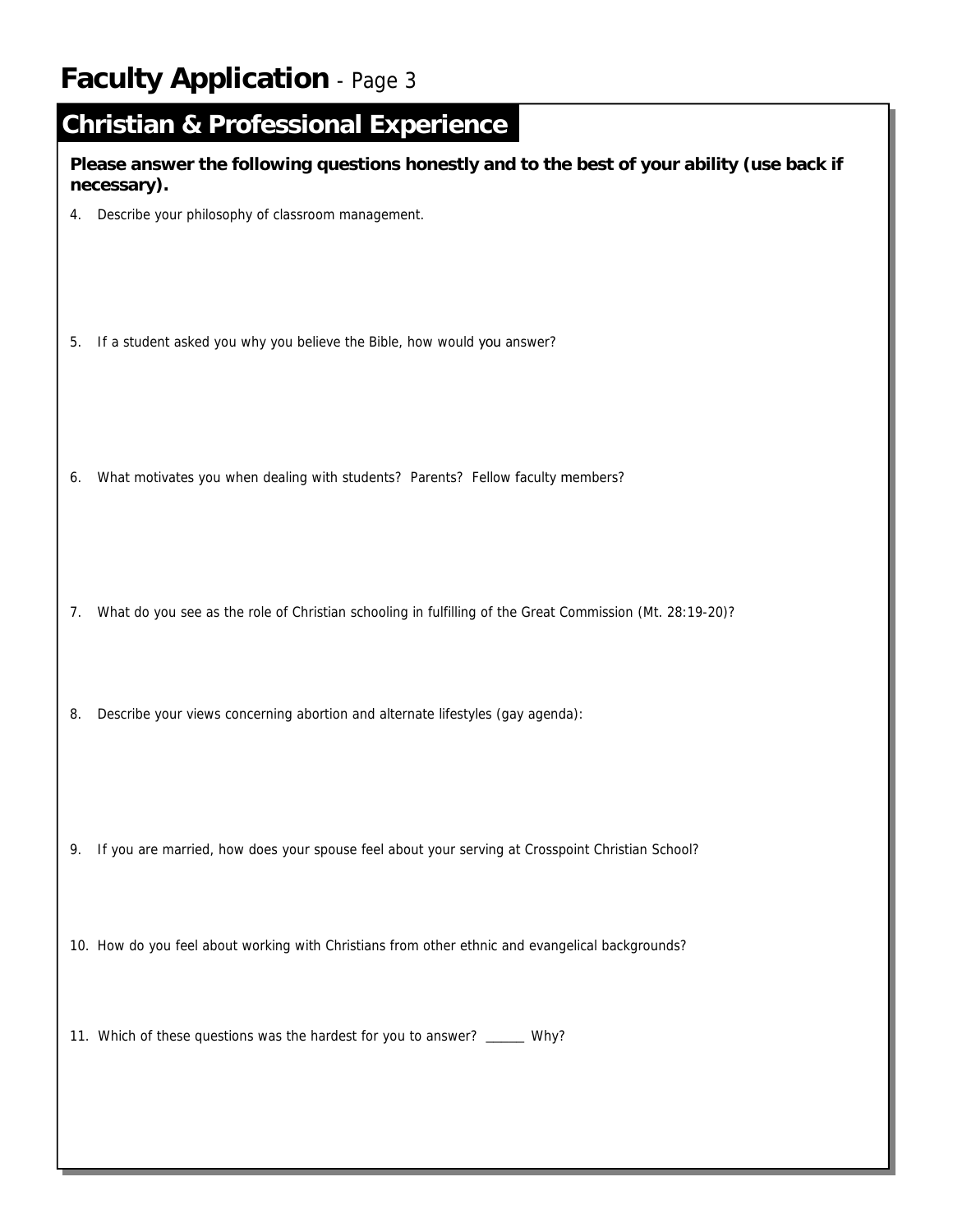# Faculty Application - Page 3

## Christian & Professional Experience

**Please answer the following questions honestly and to the best of your ability (use back if necessary).**

4. Describe your philosophy of classroom management.

5. If a student asked you why you believe the Bible, how would you answer?

6. What motivates you when dealing with students? Parents? Fellow faculty members?

7. What do you see as the role of Christian schooling in fulfilling of the Great Commission (Mt. 28:19-20)?

8. Describe your views concerning abortion and alternate lifestyles (gay agenda):

9. If you are married, how does your spouse feel about your serving at Crosspoint Christian School?

10. How do you feel about working with Christians from other ethnic and evangelical backgrounds?

11. Which of these questions was the hardest for you to answer? ______ Why?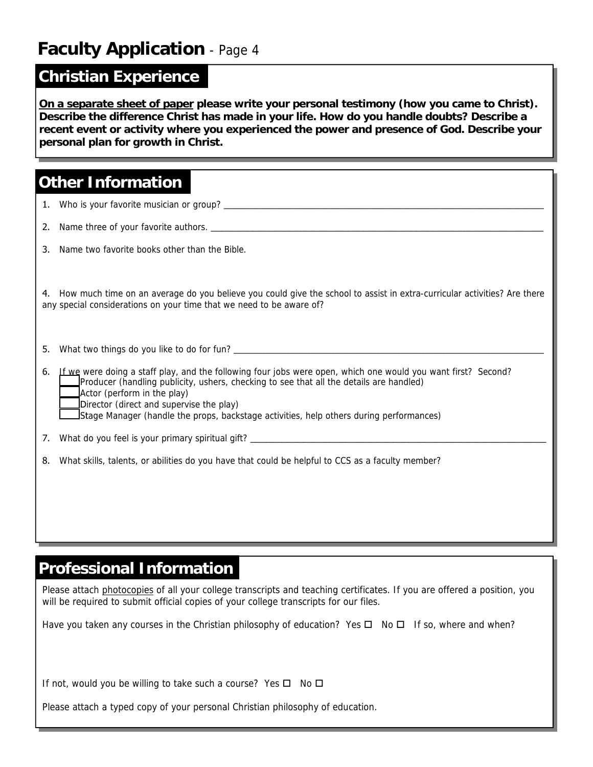# Faculty Application - Page 4

## Christian Experience

**<u>On a separate sheet of paper</u> please write your personal testimony (how you came to Christ). Describe the difference Christ has made in your life. How do you handle doubts? Describe a recent event or activity where you experienced the power and presence of God. Describe your personal plan for growth in Christ.**

## Other Information

1. Who is your favorite musician or group? ______________________________________________

2. Name three of your favorite authors. ______________________________________________

3. Name two favorite books other than the Bible.

4. How much time on an average do you believe you could give the school to assist in extra-curricular activities? Are there any special considerations on your time that we need to be aware of?

5. What two things do you like to do for fun? ______________________________________________

6. If we were doing a staff play, and the following four jobs were open, which one would you want first? Second?
   - ____ Producer (handling publicity, ushers, checking to see that all the details are handled)
   - ____ Actor (perform in the play)
   - ____ Director (direct and supervise the play)
   - ____ Stage Manager (handle the props, backstage activities, help others during performances)

7. What do you feel is your primary spiritual gift? ______________________________________________

8. What skills, talents, or abilities do you have that could be helpful to CCS as a faculty member?

## Professional Information

Please attach <u>photocopies</u> of all your college transcripts and teaching certificates. If you are offered a position, you will be required to submit official copies of your college transcripts for our files.

Have you taken any courses in the Christian philosophy of education? Yes ☐ No ☐ If so, where and when?

If not, would you be willing to take such a course? Yes ☐ No ☐

Please attach a typed copy of your personal Christian philosophy of education.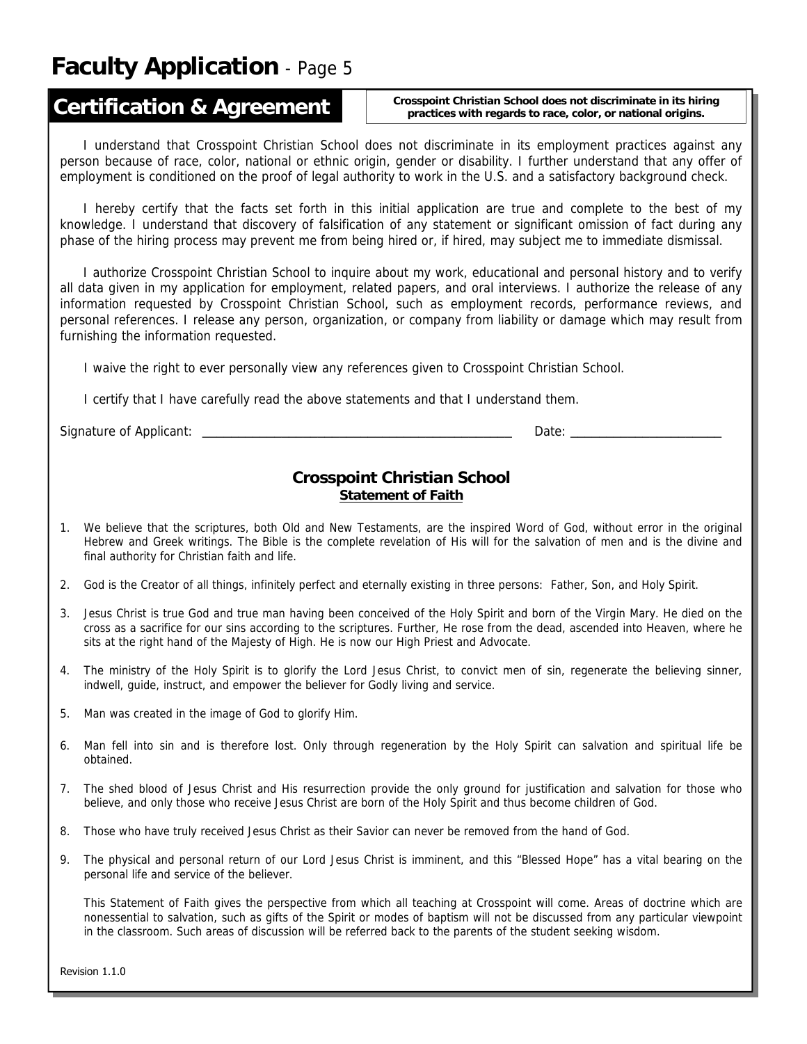# Faculty Application - Page 5

## Certification & Agreement

**Crosspoint Christian School does not discriminate in its hiring practices with regards to race, color, or national origins.**

I understand that Crosspoint Christian School does not discriminate in its employment practices against any person because of race, color, national or ethnic origin, gender or disability. I further understand that any offer of employment is conditioned on the proof of legal authority to work in the U.S. and a satisfactory background check.

I hereby certify that the facts set forth in this initial application are true and complete to the best of my knowledge. I understand that discovery of falsification of any statement or significant omission of fact during any phase of the hiring process may prevent me from being hired or, if hired, may subject me to immediate dismissal.

I authorize Crosspoint Christian School to inquire about my work, educational and personal history and to verify all data given in my application for employment, related papers, and oral interviews. I authorize the release of any information requested by Crosspoint Christian School, such as employment records, performance reviews, and personal references. I release any person, organization, or company from liability or damage which may result from furnishing the information requested.

I waive the right to ever personally view any references given to Crosspoint Christian School.

I certify that I have carefully read the above statements and that I understand them.

Signature of Applicant: _______________________________________________ Date: _______________________

### Crosspoint Christian School

**Statement of Faith**

1. We believe that the scriptures, both Old and New Testaments, are the inspired Word of God, without error in the original Hebrew and Greek writings. The Bible is the complete revelation of His will for the salvation of men and is the divine and final authority for Christian faith and life.
2. God is the Creator of all things, infinitely perfect and eternally existing in three persons: Father, Son, and Holy Spirit.
3. Jesus Christ is true God and true man having been conceived of the Holy Spirit and born of the Virgin Mary. He died on the cross as a sacrifice for our sins according to the scriptures. Further, He rose from the dead, ascended into Heaven, where he sits at the right hand of the Majesty of High. He is now our High Priest and Advocate.
4. The ministry of the Holy Spirit is to glorify the Lord Jesus Christ, to convict men of sin, regenerate the believing sinner, indwell, guide, instruct, and empower the believer for Godly living and service.
5. Man was created in the image of God to glorify Him.
6. Man fell into sin and is therefore lost. Only through regeneration by the Holy Spirit can salvation and spiritual life be obtained.
7. The shed blood of Jesus Christ and His resurrection provide the only ground for justification and salvation for those who believe, and only those who receive Jesus Christ are born of the Holy Spirit and thus become children of God.
8. Those who have truly received Jesus Christ as their Savior can never be removed from the hand of God.
9. The physical and personal return of our Lord Jesus Christ is imminent, and this "Blessed Hope" has a vital bearing on the personal life and service of the believer.

This Statement of Faith gives the perspective from which all teaching at Crosspoint will come. Areas of doctrine which are nonessential to salvation, such as gifts of the Spirit or modes of baptism will not be discussed from any particular viewpoint in the classroom. Such areas of discussion will be referred back to the parents of the student seeking wisdom.

Revision 1.1.0